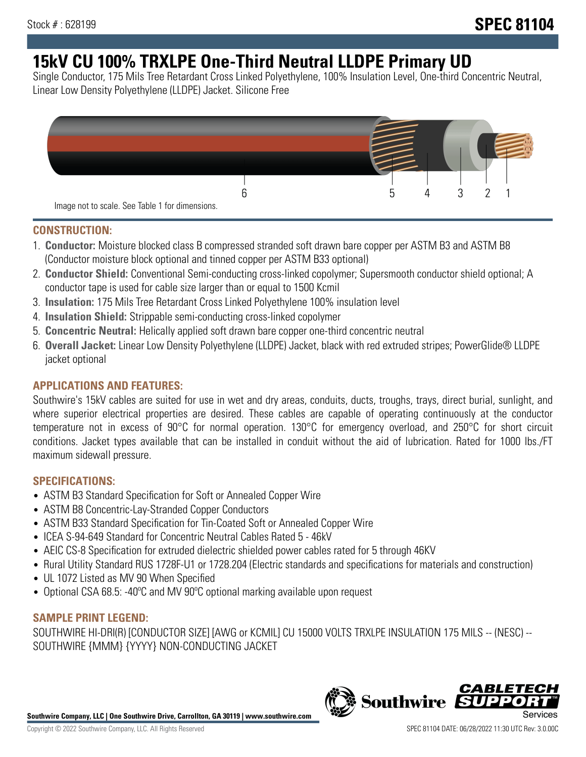Stock # : 628199

**SPEC 81104**

# 15kV CU 100% TRXLPE One-Third Neutral LLDPE Primary UD

Single Conductor, 175 Mils Tree Retardant Cross Linked Polyethylene, 100% Insulation Level, One-third Concentric Neutral, Linear Low Density Polyethylene (LLDPE) Jacket. Silicone Free

6 5 4 3 2 1

Image not to scale. See Table 1 for dimensions.

## CONSTRUCTION:

1. **Conductor:** Moisture blocked class B compressed stranded soft drawn bare copper per ASTM B3 and ASTM B8 (Conductor moisture block optional and tinned copper per ASTM B33 optional)
2. **Conductor Shield:** Conventional Semi-conducting cross-linked copolymer; Supersmooth conductor shield optional; A conductor tape is used for cable size larger than or equal to 1500 Kcmil
3. **Insulation:** 175 Mils Tree Retardant Cross Linked Polyethylene 100% insulation level
4. **Insulation Shield:** Strippable semi-conducting cross-linked copolymer
5. **Concentric Neutral:** Helically applied soft drawn bare copper one-third concentric neutral
6. **Overall Jacket:** Linear Low Density Polyethylene (LLDPE) Jacket, black with red extruded stripes; PowerGlide® LLDPE jacket optional

## APPLICATIONS AND FEATURES:

Southwire's 15kV cables are suited for use in wet and dry areas, conduits, ducts, troughs, trays, direct burial, sunlight, and where superior electrical properties are desired. These cables are capable of operating continuously at the conductor temperature not in excess of 90°C for normal operation. 130°C for emergency overload, and 250°C for short circuit conditions. Jacket types available that can be installed in conduit without the aid of lubrication. Rated for 1000 lbs./FT maximum sidewall pressure.

## SPECIFICATIONS:

- ASTM B3 Standard Specification for Soft or Annealed Copper Wire
- ASTM B8 Concentric-Lay-Stranded Copper Conductors
- ASTM B33 Standard Specification for Tin-Coated Soft or Annealed Copper Wire
- ICEA S-94-649 Standard for Concentric Neutral Cables Rated 5 - 46kV
- AEIC CS-8 Specification for extruded dielectric shielded power cables rated for 5 through 46KV
- Rural Utility Standard RUS 1728F-U1 or 1728.204 (Electric standards and specifications for materials and construction)
- UL 1072 Listed as MV 90 When Specified
- Optional CSA 68.5: -40ºC and MV 90ºC optional marking available upon request

## SAMPLE PRINT LEGEND:

SOUTHWIRE HI-DRI(R) [CONDUCTOR SIZE] [AWG or KCMIL] CU 15000 VOLTS TRXLPE INSULATION 175 MILS -- (NESC) -- SOUTHWIRE {MMM} {YYYY} NON-CONDUCTING JACKET

**Southwire Company, LLC | One Southwire Drive, Carrollton, GA 30119 | www.southwire.com**

Copyright © 2022 Southwire Company, LLC. All Rights Reserved

SPEC 81104 DATE: 06/28/2022 11:30 UTC Rev: 3.0.00C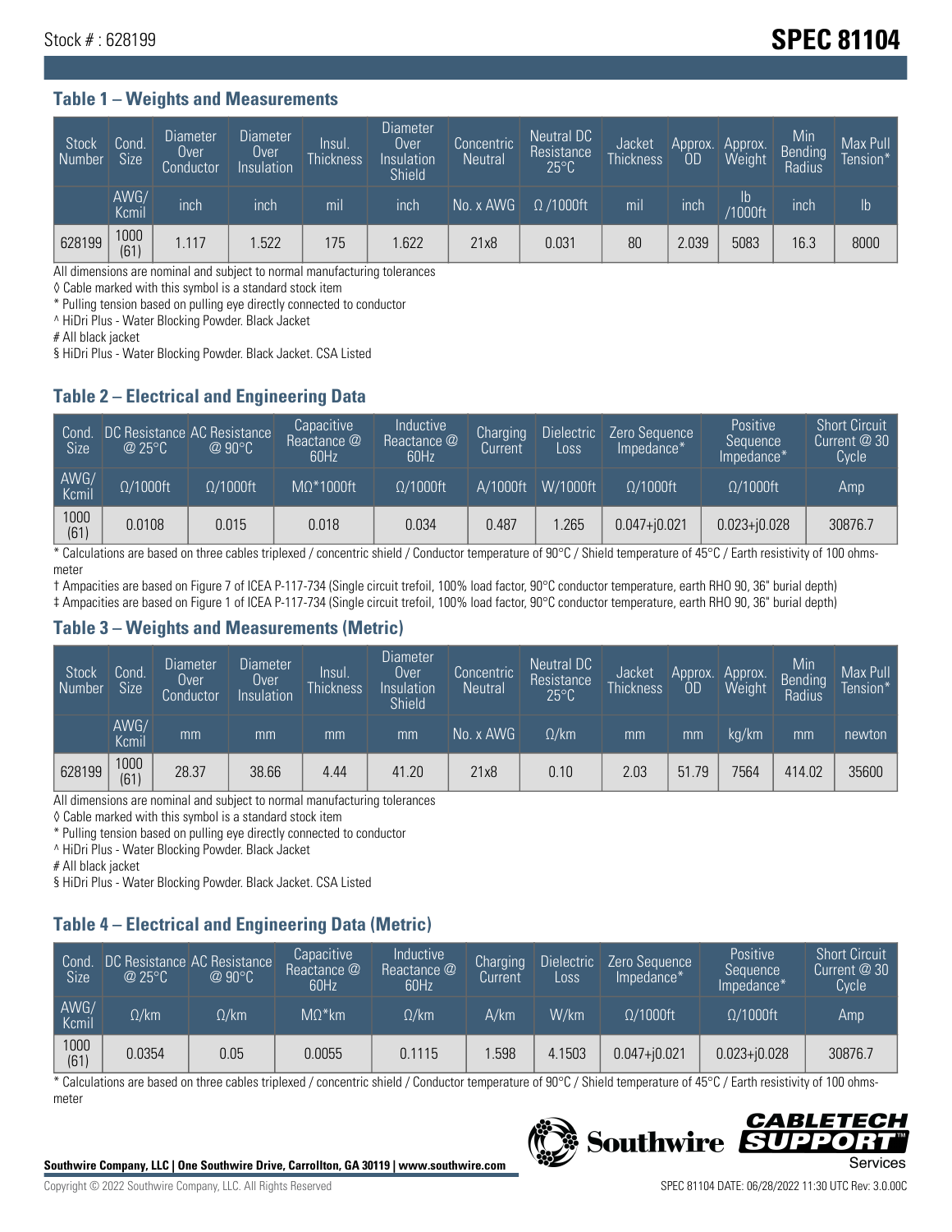Stock # : 628199

# SPEC 81104

## Table 1 – Weights and Measurements

| Stock Number | Cond. Size | Diameter Over Conductor | Diameter Over Insulation | Insul. Thickness | Diameter Over Insulation Shield | Concentric Neutral | Neutral DC Resistance 25°C | Jacket Thickness | Approx. OD | Approx. Weight | Min Bending Radius | Max Pull Tension* |
|---|---|---|---|---|---|---|---|---|---|---|---|---|
| | AWG/ Kcmil | inch | inch | mil | inch | No. x AWG | Ω /1000ft | mil | inch | lb /1000ft | inch | lb |
| 628199 | 1000 (61) | 1.117 | 1.522 | 175 | 1.622 | 21x8 | 0.031 | 80 | 2.039 | 5083 | 16.3 | 8000 |

All dimensions are nominal and subject to normal manufacturing tolerances

◊ Cable marked with this symbol is a standard stock item

* Pulling tension based on pulling eye directly connected to conductor

^ HiDri Plus - Water Blocking Powder. Black Jacket

# All black jacket

§ HiDri Plus - Water Blocking Powder. Black Jacket. CSA Listed

## Table 2 – Electrical and Engineering Data

| Cond. Size | DC Resistance @ 25°C | AC Resistance @ 90°C | Capacitive Reactance @ 60Hz | Inductive Reactance @ 60Hz | Charging Current | Dielectric Loss | Zero Sequence Impedance* | Positive Sequence Impedance* | Short Circuit Current @ 30 Cycle |
|---|---|---|---|---|---|---|---|---|---|
| AWG/ Kcmil | Ω/1000ft | Ω/1000ft | MΩ*1000ft | Ω/1000ft | A/1000ft | W/1000ft | Ω/1000ft | Ω/1000ft | Amp |
| 1000 (61) | 0.0108 | 0.015 | 0.018 | 0.034 | 0.487 | 1.265 | 0.047+j0.021 | 0.023+j0.028 | 30876.7 |

* Calculations are based on three cables triplexed / concentric shield / Conductor temperature of 90°C / Shield temperature of 45°C / Earth resistivity of 100 ohms-meter

† Ampacities are based on Figure 7 of ICEA P-117-734 (Single circuit trefoil, 100% load factor, 90°C conductor temperature, earth RHO 90, 36" burial depth)

‡ Ampacities are based on Figure 1 of ICEA P-117-734 (Single circuit trefoil, 100% load factor, 90°C conductor temperature, earth RHO 90, 36" burial depth)

## Table 3 – Weights and Measurements (Metric)

| Stock Number | Cond. Size | Diameter Over Conductor | Diameter Over Insulation | Insul. Thickness | Diameter Over Insulation Shield | Concentric Neutral | Neutral DC Resistance 25°C | Jacket Thickness | Approx. OD | Approx. Weight | Min Bending Radius | Max Pull Tension* |
|---|---|---|---|---|---|---|---|---|---|---|---|---|
| | AWG/ Kcmil | mm | mm | mm | mm | No. x AWG | Ω/km | mm | mm | kg/km | mm | newton |
| 628199 | 1000 (61) | 28.37 | 38.66 | 4.44 | 41.20 | 21x8 | 0.10 | 2.03 | 51.79 | 7564 | 414.02 | 35600 |

All dimensions are nominal and subject to normal manufacturing tolerances

◊ Cable marked with this symbol is a standard stock item

* Pulling tension based on pulling eye directly connected to conductor

^ HiDri Plus - Water Blocking Powder. Black Jacket

# All black jacket

§ HiDri Plus - Water Blocking Powder. Black Jacket. CSA Listed

## Table 4 – Electrical and Engineering Data (Metric)

| Cond. Size | DC Resistance @ 25°C | AC Resistance @ 90°C | Capacitive Reactance @ 60Hz | Inductive Reactance @ 60Hz | Charging Current | Dielectric Loss | Zero Sequence Impedance* | Positive Sequence Impedance* | Short Circuit Current @ 30 Cycle |
|---|---|---|---|---|---|---|---|---|---|
| AWG/ Kcmil | Ω/km | Ω/km | MΩ*km | Ω/km | A/km | W/km | Ω/1000ft | Ω/1000ft | Amp |
| 1000 (61) | 0.0354 | 0.05 | 0.0055 | 0.1115 | 1.598 | 4.1503 | 0.047+j0.021 | 0.023+j0.028 | 30876.7 |

* Calculations are based on three cables triplexed / concentric shield / Conductor temperature of 90°C / Shield temperature of 45°C / Earth resistivity of 100 ohms-meter

**Southwire Company, LLC | One Southwire Drive, Carrollton, GA 30119 | www.southwire.com**

Copyright © 2022 Southwire Company, LLC. All Rights Reserved

SPEC 81104 DATE: 06/28/2022 11:30 UTC Rev: 3.0.00C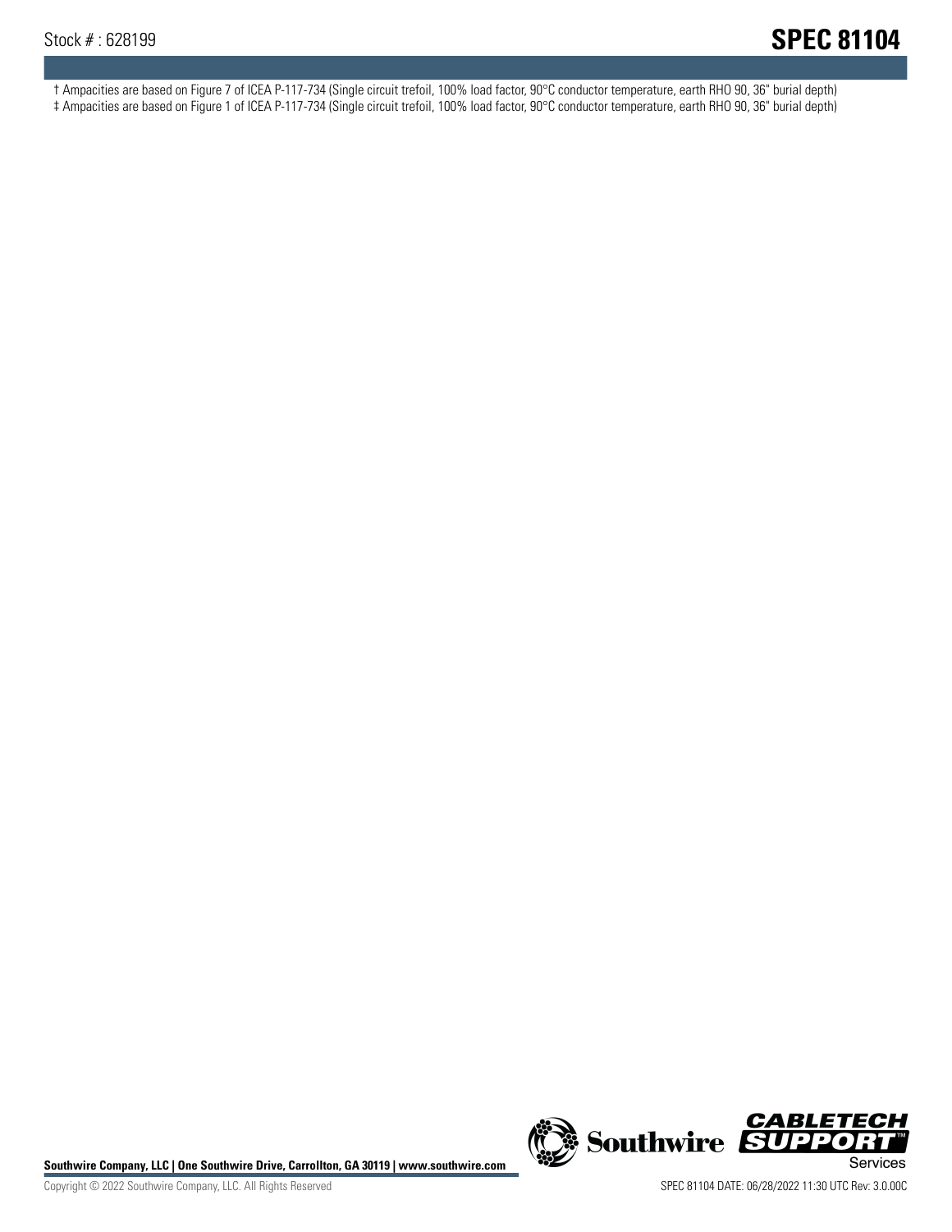† Ampacities are based on Figure 7 of ICEA P-117-734 (Single circuit trefoil, 100% load factor, 90°C conductor temperature, earth RHO 90, 36" burial depth)

‡ Ampacities are based on Figure 1 of ICEA P-117-734 (Single circuit trefoil, 100% load factor, 90°C conductor temperature, earth RHO 90, 36" burial depth)